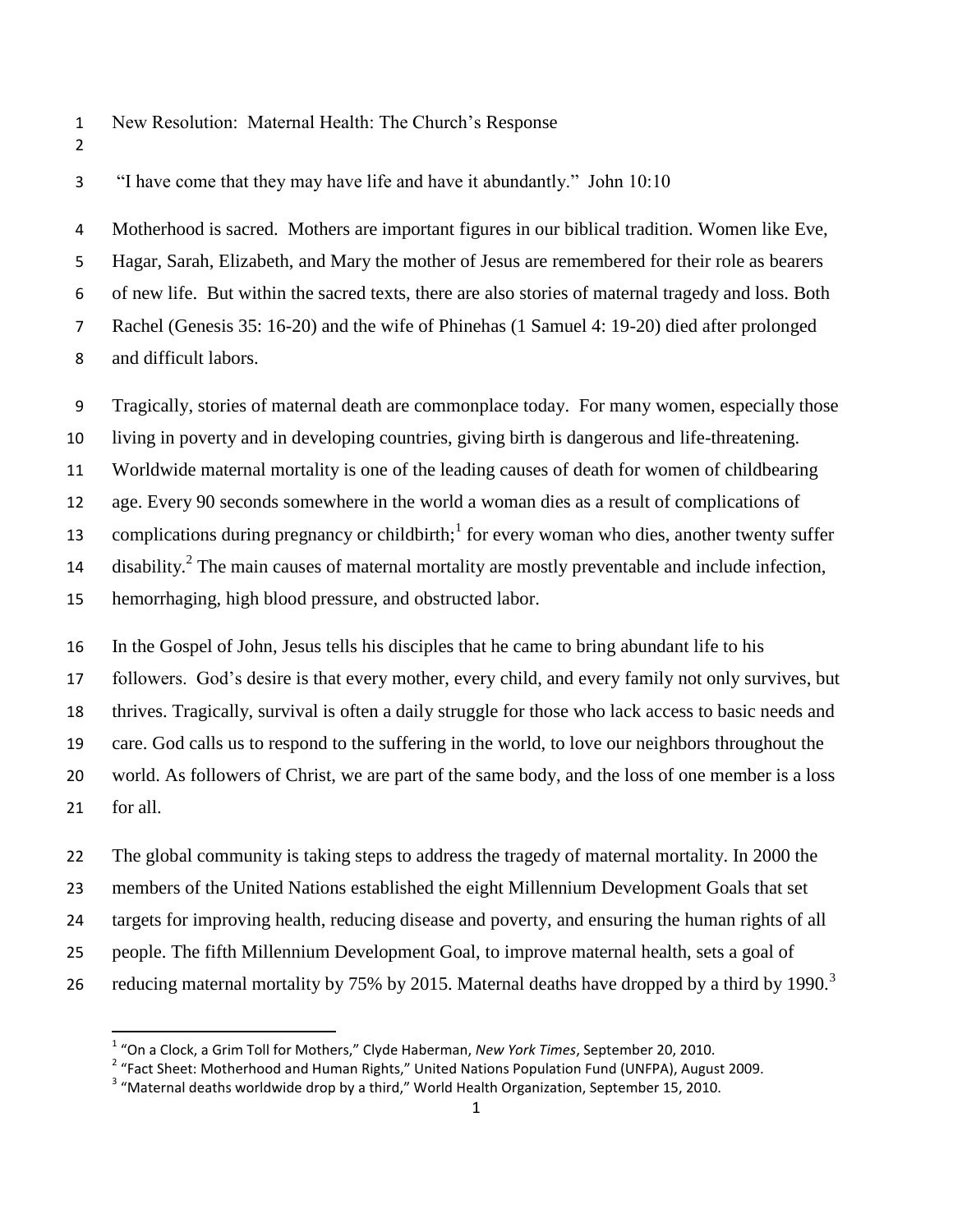New Resolution: Maternal Health: The Church's Response

"I have come that they may have life and have it abundantly." John 10:10

Motherhood is sacred. Mothers are important figures in our biblical tradition. Women like Eve, Hagar, Sarah, Elizabeth, and Mary the mother of Jesus are remembered for their role as bearers of new life. But within the sacred texts, there are also stories of maternal tragedy and loss. Both Rachel (Genesis 35: 16-20) and the wife of Phinehas (1 Samuel 4: 19-20) died after prolonged and difficult labors.

Tragically, stories of maternal death are commonplace today. For many women, especially those living in poverty and in developing countries, giving birth is dangerous and life-threatening. Worldwide maternal mortality is one of the leading causes of death for women of childbearing age. Every 90 seconds somewhere in the world a woman dies as a result of complications of complications during pregnancy or childbirth;[1] for every woman who dies, another twenty suffer disability.[2] The main causes of maternal mortality are mostly preventable and include infection, hemorrhaging, high blood pressure, and obstructed labor.

In the Gospel of John, Jesus tells his disciples that he came to bring abundant life to his followers. God's desire is that every mother, every child, and every family not only survives, but thrives. Tragically, survival is often a daily struggle for those who lack access to basic needs and care. God calls us to respond to the suffering in the world, to love our neighbors throughout the world. As followers of Christ, we are part of the same body, and the loss of one member is a loss for all.

The global community is taking steps to address the tragedy of maternal mortality. In 2000 the members of the United Nations established the eight Millennium Development Goals that set targets for improving health, reducing disease and poverty, and ensuring the human rights of all people. The fifth Millennium Development Goal, to improve maternal health, sets a goal of reducing maternal mortality by 75% by 2015. Maternal deaths have dropped by a third by 1990.[3]

---

[1] "On a Clock, a Grim Toll for Mothers," Clyde Haberman, *New York Times*, September 20, 2010.

[2] "Fact Sheet: Motherhood and Human Rights," United Nations Population Fund (UNFPA), August 2009.

[3] "Maternal deaths worldwide drop by a third," World Health Organization, September 15, 2010.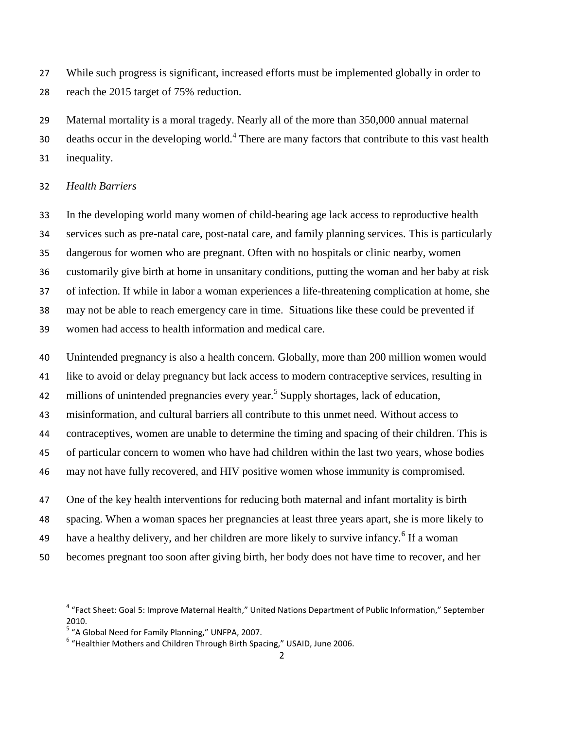While such progress is significant, increased efforts must be implemented globally in order to reach the 2015 target of 75% reduction.

Maternal mortality is a moral tragedy. Nearly all of the more than 350,000 annual maternal deaths occur in the developing world.[4] There are many factors that contribute to this vast health inequality.

*Health Barriers*

In the developing world many women of child-bearing age lack access to reproductive health services such as pre-natal care, post-natal care, and family planning services. This is particularly dangerous for women who are pregnant. Often with no hospitals or clinic nearby, women customarily give birth at home in unsanitary conditions, putting the woman and her baby at risk of infection. If while in labor a woman experiences a life-threatening complication at home, she may not be able to reach emergency care in time. Situations like these could be prevented if women had access to health information and medical care.

Unintended pregnancy is also a health concern. Globally, more than 200 million women would like to avoid or delay pregnancy but lack access to modern contraceptive services, resulting in millions of unintended pregnancies every year.[5] Supply shortages, lack of education, misinformation, and cultural barriers all contribute to this unmet need. Without access to contraceptives, women are unable to determine the timing and spacing of their children. This is of particular concern to women who have had children within the last two years, whose bodies may not have fully recovered, and HIV positive women whose immunity is compromised.

One of the key health interventions for reducing both maternal and infant mortality is birth spacing. When a woman spaces her pregnancies at least three years apart, she is more likely to have a healthy delivery, and her children are more likely to survive infancy.[6] If a woman becomes pregnant too soon after giving birth, her body does not have time to recover, and her

---

[4] "Fact Sheet: Goal 5: Improve Maternal Health," United Nations Department of Public Information," September 2010.

[5] "A Global Need for Family Planning," UNFPA, 2007.

[6] "Healthier Mothers and Children Through Birth Spacing," USAID, June 2006.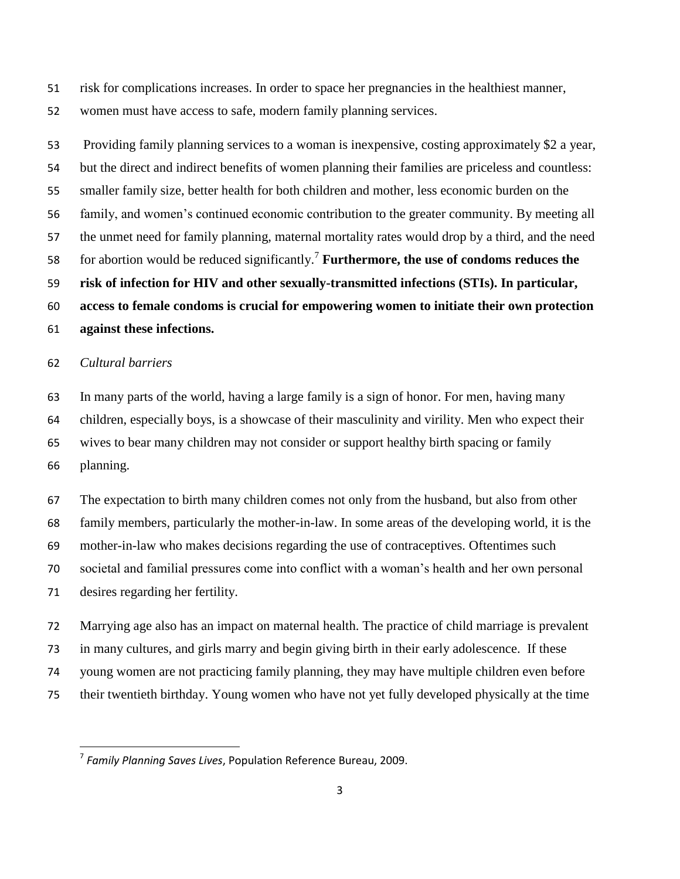risk for complications increases. In order to space her pregnancies in the healthiest manner, women must have access to safe, modern family planning services.

Providing family planning services to a woman is inexpensive, costing approximately $2 a year, but the direct and indirect benefits of women planning their families are priceless and countless: smaller family size, better health for both children and mother, less economic burden on the family, and women's continued economic contribution to the greater community. By meeting all the unmet need for family planning, maternal mortality rates would drop by a third, and the need for abortion would be reduced significantly.[7] **Furthermore, the use of condoms reduces the risk of infection for HIV and other sexually-transmitted infections (STIs). In particular, access to female condoms is crucial for empowering women to initiate their own protection against these infections.**

*Cultural barriers*

In many parts of the world, having a large family is a sign of honor. For men, having many children, especially boys, is a showcase of their masculinity and virility. Men who expect their wives to bear many children may not consider or support healthy birth spacing or family planning.

The expectation to birth many children comes not only from the husband, but also from other family members, particularly the mother-in-law. In some areas of the developing world, it is the mother-in-law who makes decisions regarding the use of contraceptives. Oftentimes such societal and familial pressures come into conflict with a woman's health and her own personal desires regarding her fertility.

Marrying age also has an impact on maternal health. The practice of child marriage is prevalent in many cultures, and girls marry and begin giving birth in their early adolescence. If these young women are not practicing family planning, they may have multiple children even before their twentieth birthday. Young women who have not yet fully developed physically at the time

[7] *Family Planning Saves Lives*, Population Reference Bureau, 2009.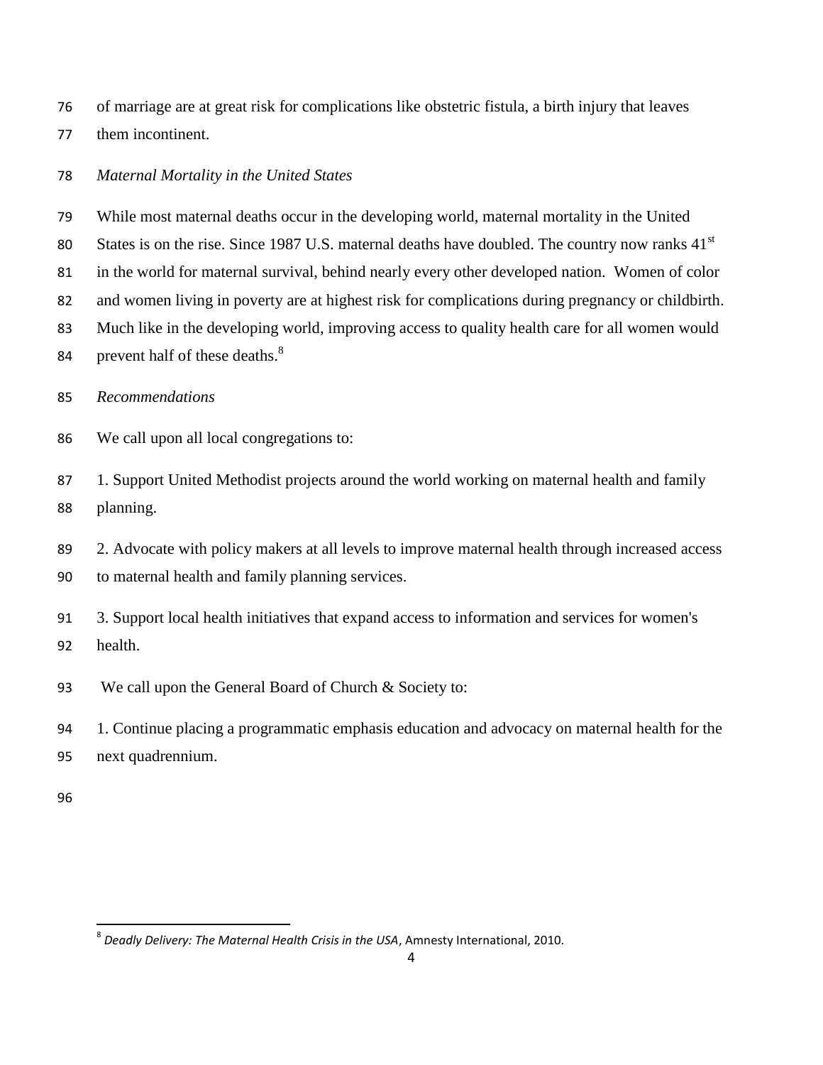of marriage are at great risk for complications like obstetric fistula, a birth injury that leaves them incontinent.

*Maternal Mortality in the United States*

While most maternal deaths occur in the developing world, maternal mortality in the United States is on the rise. Since 1987 U.S. maternal deaths have doubled. The country now ranks 41st in the world for maternal survival, behind nearly every other developed nation. Women of color and women living in poverty are at highest risk for complications during pregnancy or childbirth. Much like in the developing world, improving access to quality health care for all women would prevent half of these deaths.[8]

*Recommendations*

We call upon all local congregations to:

1. Support United Methodist projects around the world working on maternal health and family planning.

2. Advocate with policy makers at all levels to improve maternal health through increased access to maternal health and family planning services.

3. Support local health initiatives that expand access to information and services for women's health.

We call upon the General Board of Church & Society to:

1. Continue placing a programmatic emphasis education and advocacy on maternal health for the next quadrennium.

---

[8] *Deadly Delivery: The Maternal Health Crisis in the USA*, Amnesty International, 2010.